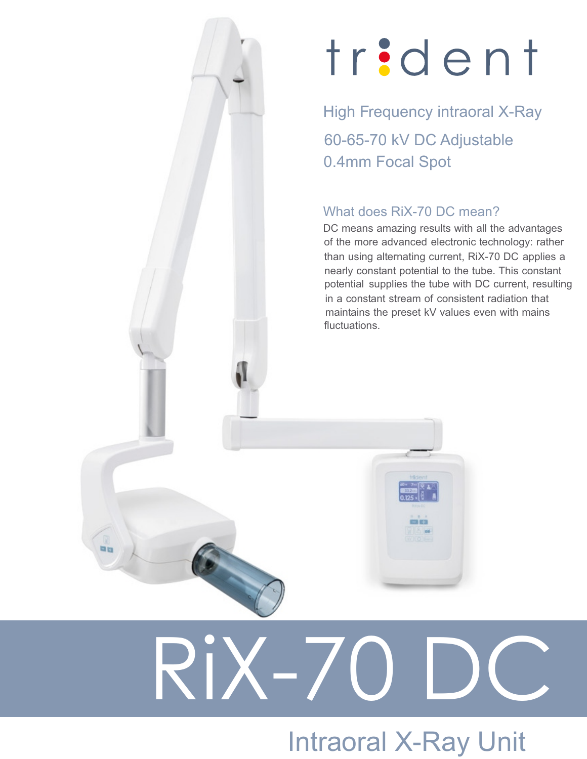# trident

High Frequency intraoral X-Ray

60-65-70 kV DC Adjustable

0.4mm Focal Spot

### What does RiX-70 DC mean?

DC means amazing results with all the advantages of the more advanced electronic technology: rather than using alternating current, RiX-70 DC applies a nearly constant potential to the tube. This constant potential supplies the tube with DC current, resulting in a constant stream of consistent radiation that maintains the preset kV values even with mains fluctuations.

# RiX-70 DC

## Intraoral X-Ray Unit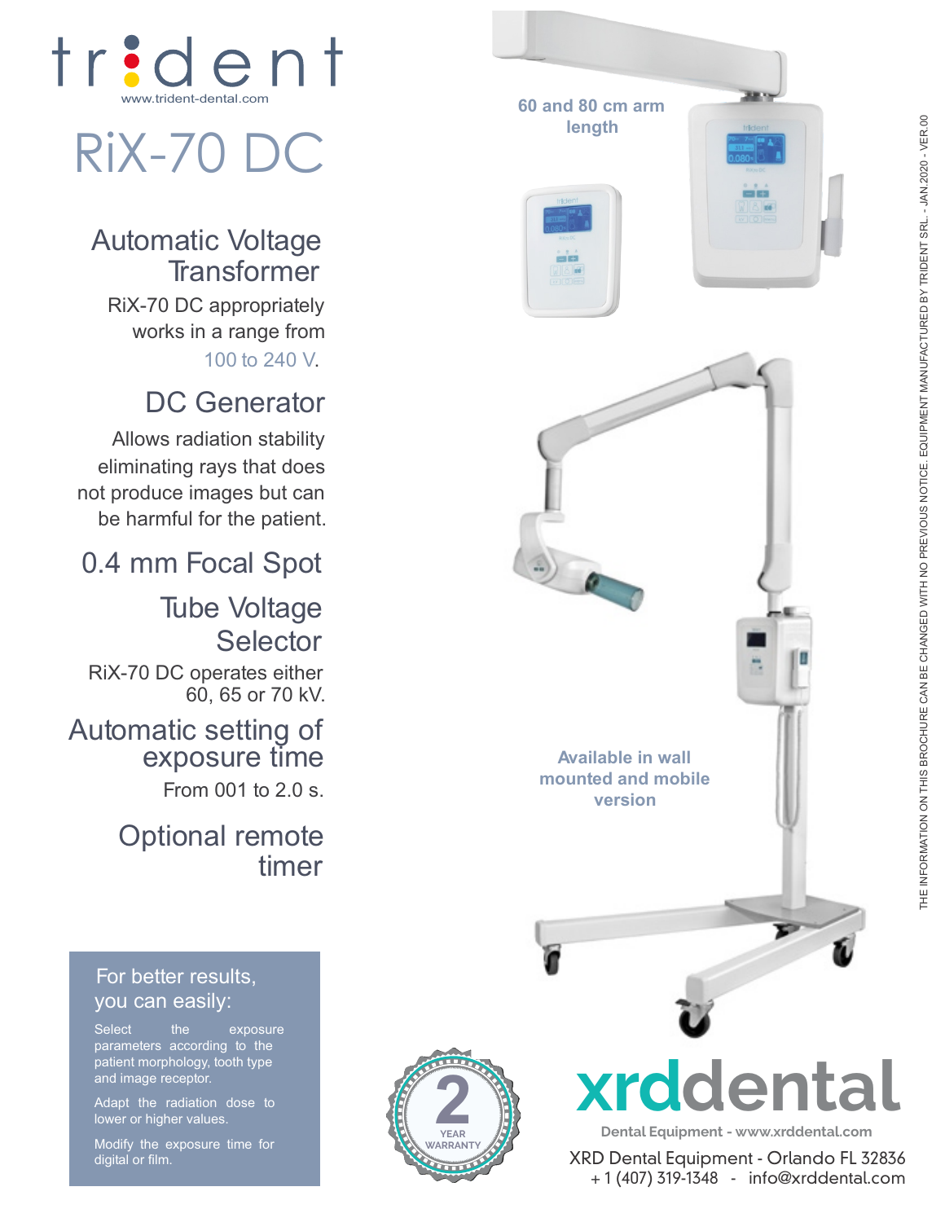# trident

www.trident-dental.com

# RiX-70 DC

## Automatic Voltage Transformer

RiX-70 DC appropriately works in a range from 100 to 240 V.

## DC Generator

Allows radiation stability eliminating rays that does not produce images but can be harmful for the patient.

## 0.4 mm Focal Spot

## Tube Voltage Selector

RiX-70 DC operates either 60, 65 or 70 kV.

## Automatic setting of exposure time

From 001 to 2.0 s.

## Optional remote timer

### For better results, you can easily:

Select the exposure parameters according to the patient morphology, tooth type and image receptor.

Adapt the radiation dose to lower or higher values.

Modify the exposure time for digital or film.

60 and 80 cm arm length

Available in wall mounted and mobile version

2 YEAR WARRANTY

THE INFORMATION ON THIS BROCHURE CAN BE CHANGED WITH NO PREVIOUS NOTICE. EQUIPMENT MANUFACTURED BY TRIDENT SRL. - JAN.2020 - VER.00

**xrddental**

Dental Equipment - www.xrddental.com

XRD Dental Equipment - Orlando FL 32836
+ 1 (407) 319-1348 - info@xrddental.com